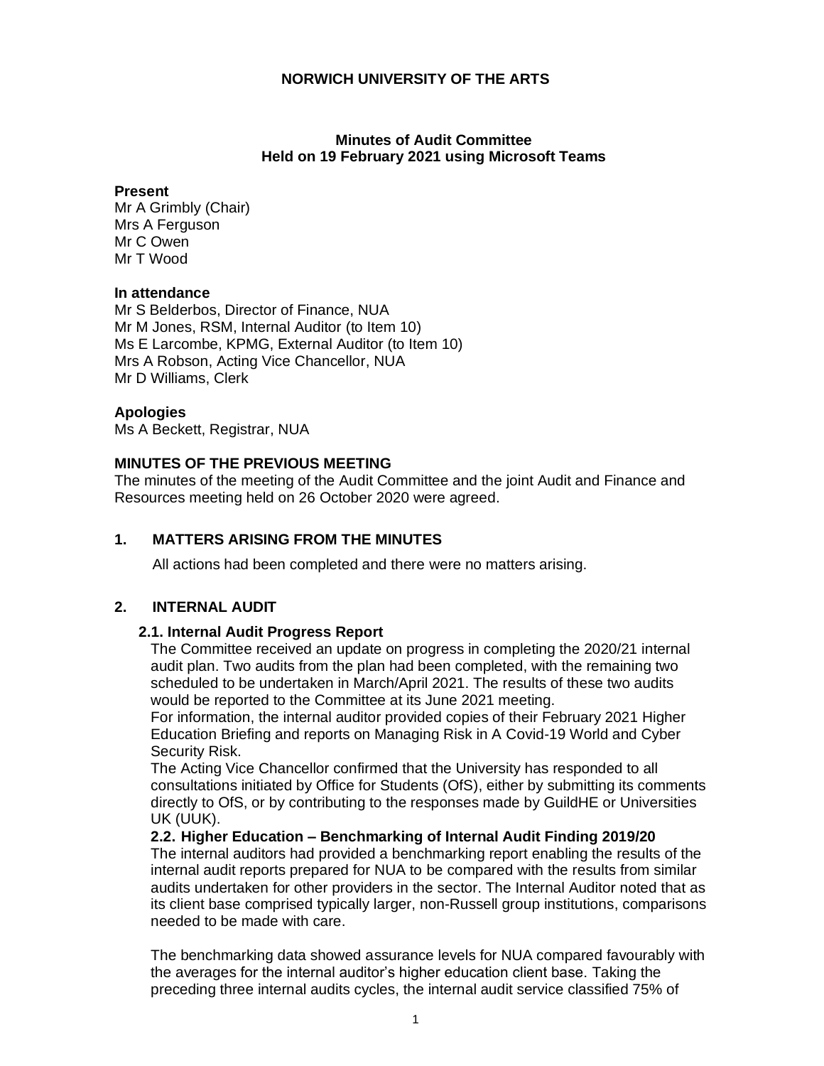# NORWICH UNIVERSITY OF THE ARTS

## Minutes of Audit Committee
## Held on 19 February 2021 using Microsoft Teams

**Present**
Mr A Grimbly (Chair)
Mrs A Ferguson
Mr C Owen
Mr T Wood

**In attendance**
Mr S Belderbos, Director of Finance, NUA
Mr M Jones, RSM, Internal Auditor (to Item 10)
Ms E Larcombe, KPMG, External Auditor (to Item 10)
Mrs A Robson, Acting Vice Chancellor, NUA
Mr D Williams, Clerk

**Apologies**
Ms A Beckett, Registrar, NUA

**MINUTES OF THE PREVIOUS MEETING**
The minutes of the meeting of the Audit Committee and the joint Audit and Finance and Resources meeting held on 26 October 2020 were agreed.

### 1. MATTERS ARISING FROM THE MINUTES

All actions had been completed and there were no matters arising.

### 2. INTERNAL AUDIT

**2.1. Internal Audit Progress Report**
The Committee received an update on progress in completing the 2020/21 internal audit plan. Two audits from the plan had been completed, with the remaining two scheduled to be undertaken in March/April 2021. The results of these two audits would be reported to the Committee at its June 2021 meeting.
For information, the internal auditor provided copies of their February 2021 Higher Education Briefing and reports on Managing Risk in A Covid-19 World and Cyber Security Risk.
The Acting Vice Chancellor confirmed that the University has responded to all consultations initiated by Office for Students (OfS), either by submitting its comments directly to OfS, or by contributing to the responses made by GuildHE or Universities UK (UUK).

**2.2. Higher Education – Benchmarking of Internal Audit Finding 2019/20**
The internal auditors had provided a benchmarking report enabling the results of the internal audit reports prepared for NUA to be compared with the results from similar audits undertaken for other providers in the sector. The Internal Auditor noted that as its client base comprised typically larger, non-Russell group institutions, comparisons needed to be made with care.

The benchmarking data showed assurance levels for NUA compared favourably with the averages for the internal auditor's higher education client base. Taking the preceding three internal audits cycles, the internal audit service classified 75% of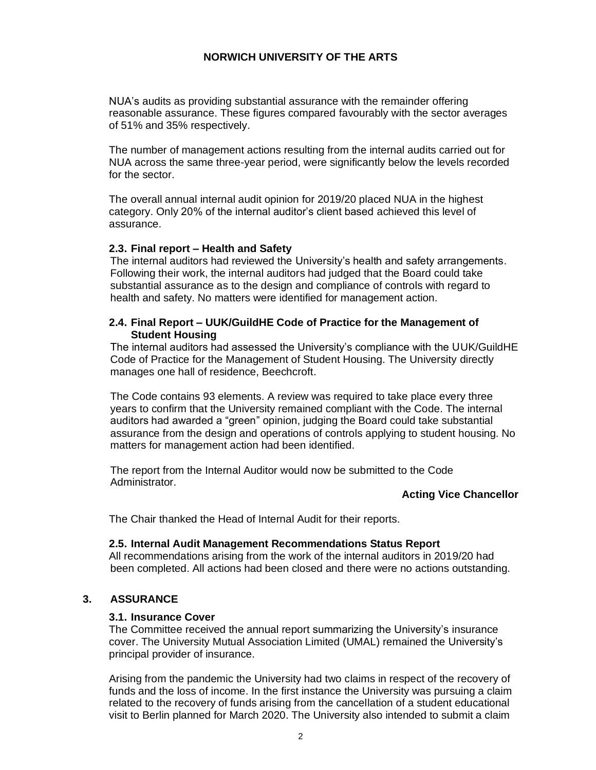NUA's audits as providing substantial assurance with the remainder offering reasonable assurance. These figures compared favourably with the sector averages of 51% and 35% respectively.

The number of management actions resulting from the internal audits carried out for NUA across the same three-year period, were significantly below the levels recorded for the sector.

The overall annual internal audit opinion for 2019/20 placed NUA in the highest category. Only 20% of the internal auditor's client based achieved this level of assurance.

### 2.3. Final report – Health and Safety

The internal auditors had reviewed the University's health and safety arrangements. Following their work, the internal auditors had judged that the Board could take substantial assurance as to the design and compliance of controls with regard to health and safety. No matters were identified for management action.

### 2.4. Final Report – UUK/GuildHE Code of Practice for the Management of Student Housing

The internal auditors had assessed the University's compliance with the UUK/GuildHE Code of Practice for the Management of Student Housing. The University directly manages one hall of residence, Beechcroft.

The Code contains 93 elements. A review was required to take place every three years to confirm that the University remained compliant with the Code. The internal auditors had awarded a "green" opinion, judging the Board could take substantial assurance from the design and operations of controls applying to student housing. No matters for management action had been identified.

The report from the Internal Auditor would now be submitted to the Code Administrator.

**Acting Vice Chancellor**

The Chair thanked the Head of Internal Audit for their reports.

### 2.5. Internal Audit Management Recommendations Status Report

All recommendations arising from the work of the internal auditors in 2019/20 had been completed. All actions had been closed and there were no actions outstanding.

## 3. ASSURANCE

### 3.1. Insurance Cover

The Committee received the annual report summarizing the University's insurance cover. The University Mutual Association Limited (UMAL) remained the University's principal provider of insurance.

Arising from the pandemic the University had two claims in respect of the recovery of funds and the loss of income. In the first instance the University was pursuing a claim related to the recovery of funds arising from the cancellation of a student educational visit to Berlin planned for March 2020. The University also intended to submit a claim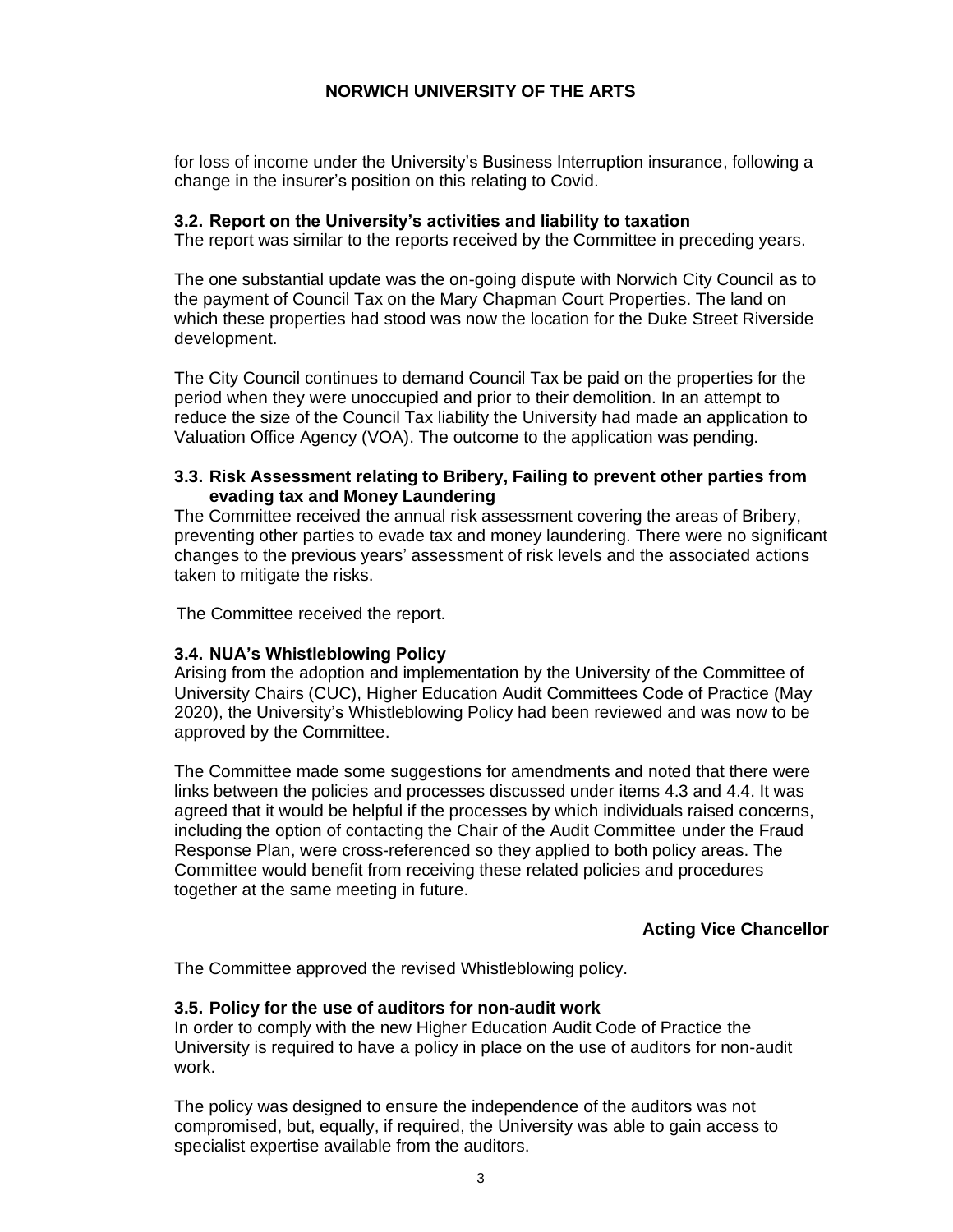for loss of income under the University's Business Interruption insurance, following a change in the insurer's position on this relating to Covid.

### 3.2. Report on the University's activities and liability to taxation

The report was similar to the reports received by the Committee in preceding years.

The one substantial update was the on-going dispute with Norwich City Council as to the payment of Council Tax on the Mary Chapman Court Properties. The land on which these properties had stood was now the location for the Duke Street Riverside development.

The City Council continues to demand Council Tax be paid on the properties for the period when they were unoccupied and prior to their demolition. In an attempt to reduce the size of the Council Tax liability the University had made an application to Valuation Office Agency (VOA). The outcome to the application was pending.

### 3.3. Risk Assessment relating to Bribery, Failing to prevent other parties from evading tax and Money Laundering

The Committee received the annual risk assessment covering the areas of Bribery, preventing other parties to evade tax and money laundering. There were no significant changes to the previous years' assessment of risk levels and the associated actions taken to mitigate the risks.

The Committee received the report.

### 3.4. NUA's Whistleblowing Policy

Arising from the adoption and implementation by the University of the Committee of University Chairs (CUC), Higher Education Audit Committees Code of Practice (May 2020), the University's Whistleblowing Policy had been reviewed and was now to be approved by the Committee.

The Committee made some suggestions for amendments and noted that there were links between the policies and processes discussed under items 4.3 and 4.4. It was agreed that it would be helpful if the processes by which individuals raised concerns, including the option of contacting the Chair of the Audit Committee under the Fraud Response Plan, were cross-referenced so they applied to both policy areas. The Committee would benefit from receiving these related policies and procedures together at the same meeting in future.

**Acting Vice Chancellor**

The Committee approved the revised Whistleblowing policy.

### 3.5. Policy for the use of auditors for non-audit work

In order to comply with the new Higher Education Audit Code of Practice the University is required to have a policy in place on the use of auditors for non-audit work.

The policy was designed to ensure the independence of the auditors was not compromised, but, equally, if required, the University was able to gain access to specialist expertise available from the auditors.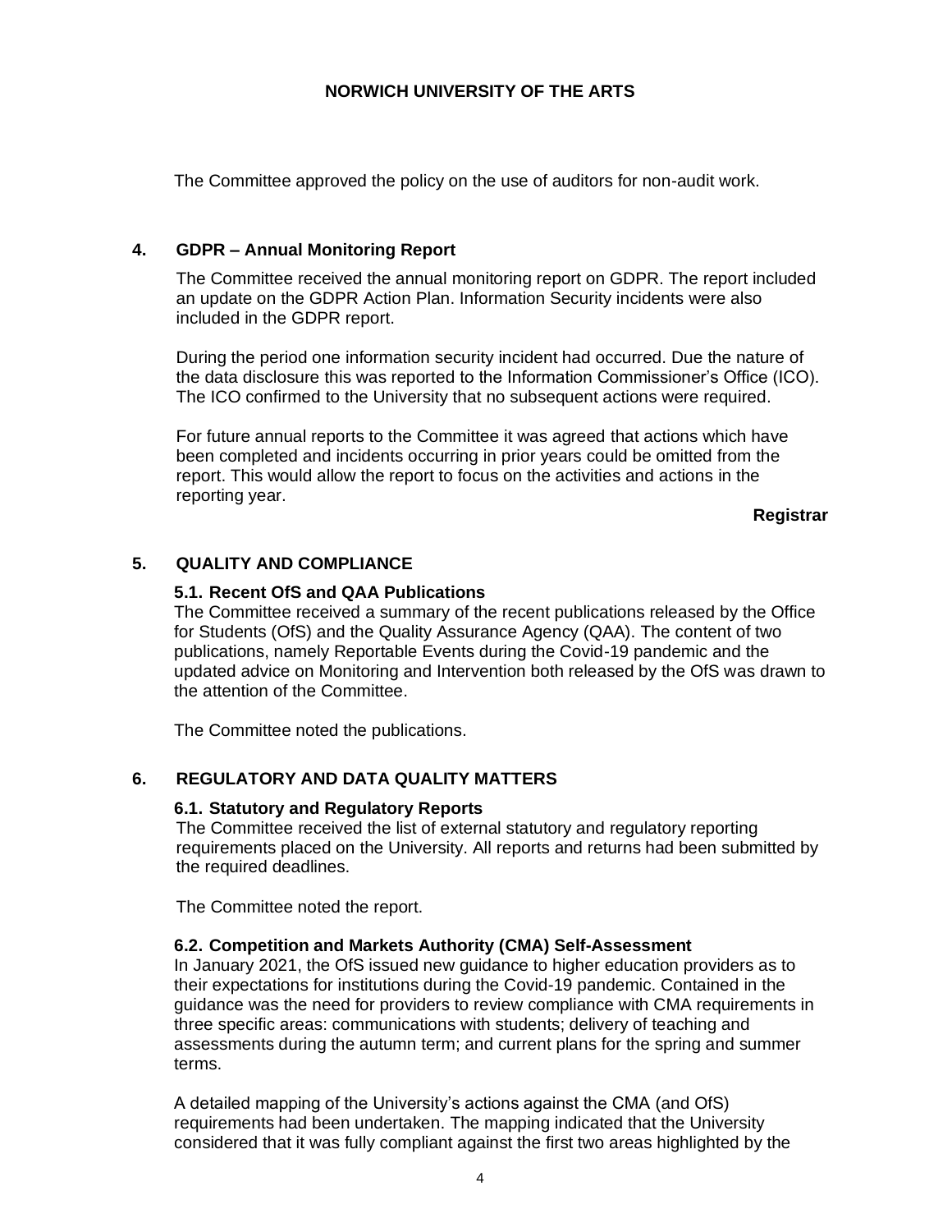The Committee approved the policy on the use of auditors for non-audit work.

## 4. GDPR – Annual Monitoring Report

The Committee received the annual monitoring report on GDPR. The report included an update on the GDPR Action Plan. Information Security incidents were also included in the GDPR report.

During the period one information security incident had occurred. Due the nature of the data disclosure this was reported to the Information Commissioner's Office (ICO). The ICO confirmed to the University that no subsequent actions were required.

For future annual reports to the Committee it was agreed that actions which have been completed and incidents occurring in prior years could be omitted from the report. This would allow the report to focus on the activities and actions in the reporting year.

**Registrar**

## 5. QUALITY AND COMPLIANCE

### 5.1. Recent OfS and QAA Publications

The Committee received a summary of the recent publications released by the Office for Students (OfS) and the Quality Assurance Agency (QAA). The content of two publications, namely Reportable Events during the Covid-19 pandemic and the updated advice on Monitoring and Intervention both released by the OfS was drawn to the attention of the Committee.

The Committee noted the publications.

## 6. REGULATORY AND DATA QUALITY MATTERS

### 6.1. Statutory and Regulatory Reports

The Committee received the list of external statutory and regulatory reporting requirements placed on the University. All reports and returns had been submitted by the required deadlines.

The Committee noted the report.

### 6.2. Competition and Markets Authority (CMA) Self-Assessment

In January 2021, the OfS issued new guidance to higher education providers as to their expectations for institutions during the Covid-19 pandemic. Contained in the guidance was the need for providers to review compliance with CMA requirements in three specific areas: communications with students; delivery of teaching and assessments during the autumn term; and current plans for the spring and summer terms.

A detailed mapping of the University's actions against the CMA (and OfS) requirements had been undertaken. The mapping indicated that the University considered that it was fully compliant against the first two areas highlighted by the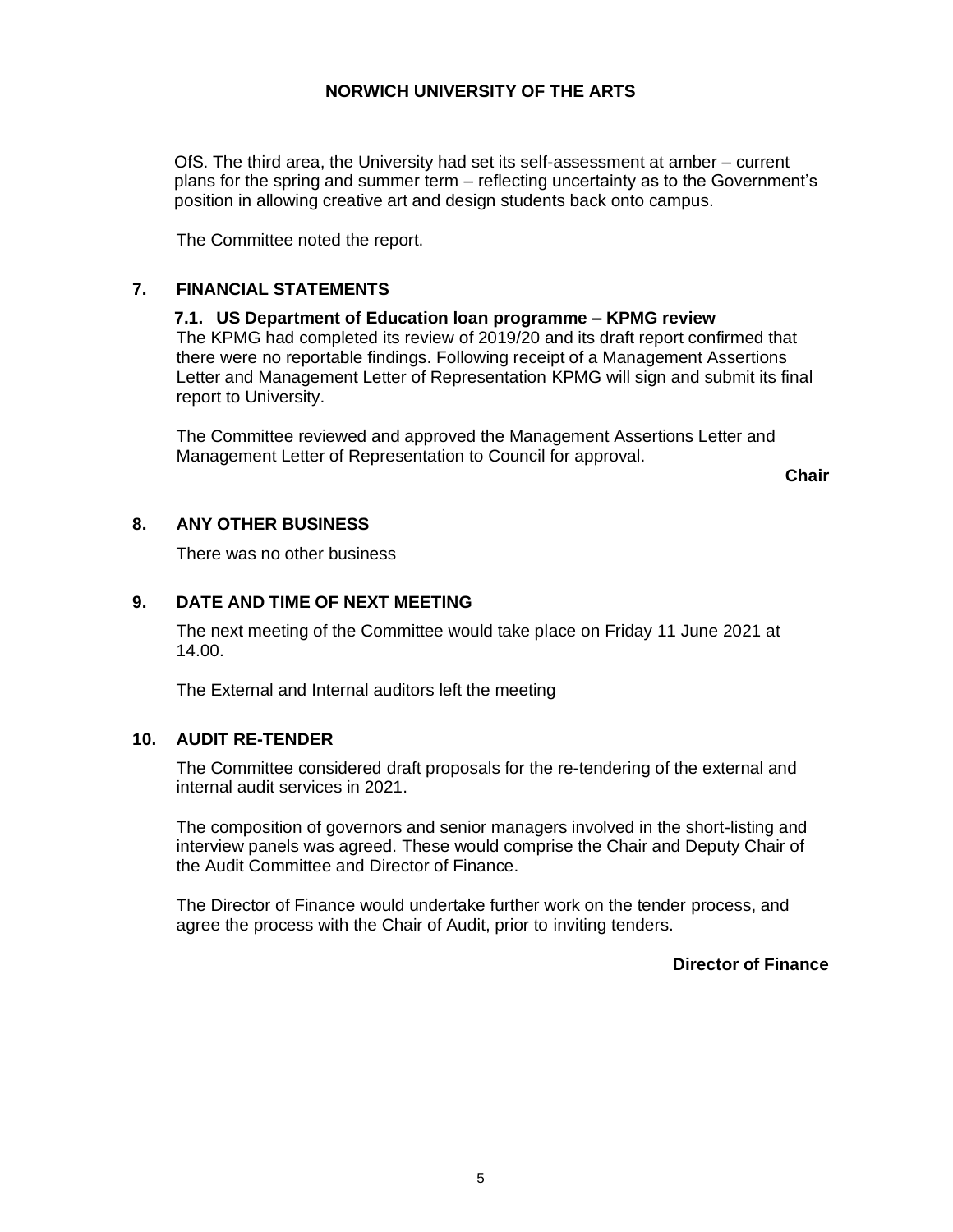OfS. The third area, the University had set its self-assessment at amber – current plans for the spring and summer term – reflecting uncertainty as to the Government's position in allowing creative art and design students back onto campus.

The Committee noted the report.

## 7. FINANCIAL STATEMENTS

### 7.1. US Department of Education loan programme – KPMG review

The KPMG had completed its review of 2019/20 and its draft report confirmed that there were no reportable findings. Following receipt of a Management Assertions Letter and Management Letter of Representation KPMG will sign and submit its final report to University.

The Committee reviewed and approved the Management Assertions Letter and Management Letter of Representation to Council for approval.

**Chair**

## 8. ANY OTHER BUSINESS

There was no other business

## 9. DATE AND TIME OF NEXT MEETING

The next meeting of the Committee would take place on Friday 11 June 2021 at 14.00.

The External and Internal auditors left the meeting

## 10. AUDIT RE-TENDER

The Committee considered draft proposals for the re-tendering of the external and internal audit services in 2021.

The composition of governors and senior managers involved in the short-listing and interview panels was agreed. These would comprise the Chair and Deputy Chair of the Audit Committee and Director of Finance.

The Director of Finance would undertake further work on the tender process, and agree the process with the Chair of Audit, prior to inviting tenders.

**Director of Finance**